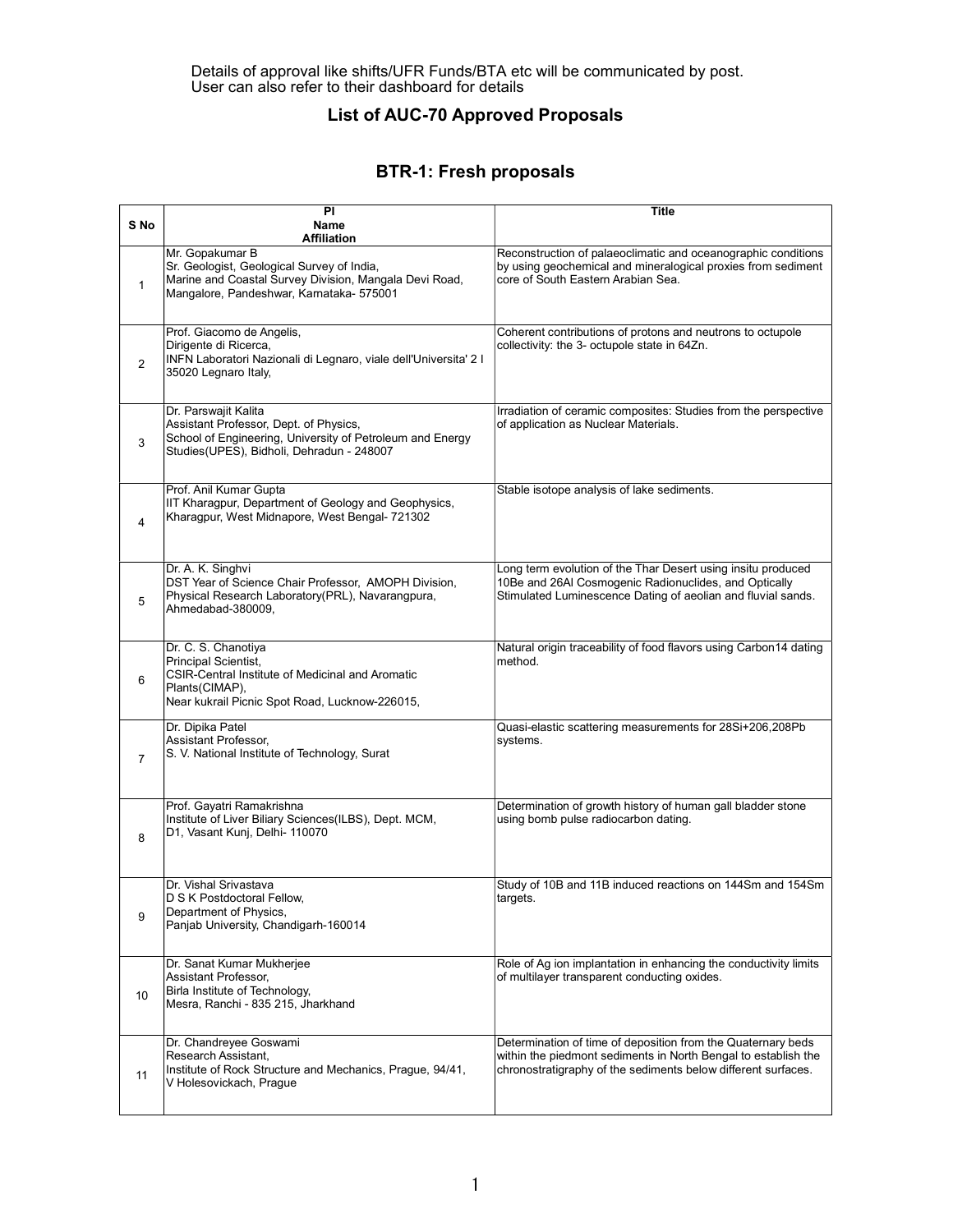Details of approval like shifts/UFR Funds/BTA etc will be communicated by post.
User can also refer to their dashboard for details

# List of AUC-70 Approved Proposals

## BTR-1: Fresh proposals

| S No | PI<br>Name<br>Affiliation | Title |
|---|---|---|
| 1 | Mr. Gopakumar B<br>Sr. Geologist, Geological Survey of India,<br>Marine and Coastal Survey Division, Mangala Devi Road, Mangalore, Pandeshwar, Karnataka- 575001 | Reconstruction of palaeoclimatic and oceanographic conditions by using geochemical and mineralogical proxies from sediment core of South Eastern Arabian Sea. |
| 2 | Prof. Giacomo de Angelis,<br>Dirigente di Ricerca,<br>INFN Laboratori Nazionali di Legnaro, viale dell'Universita' 2 I 35020 Legnaro Italy, | Coherent contributions of protons and neutrons to octupole collectivity: the 3- octupole state in 64Zn. |
| 3 | Dr. Parswajit Kalita<br>Assistant Professor, Dept. of Physics,<br>School of Engineering, University of Petroleum and Energy Studies(UPES), Bidholi, Dehradun - 248007 | Irradiation of ceramic composites: Studies from the perspective of application as Nuclear Materials. |
| 4 | Prof. Anil Kumar Gupta<br>IIT Kharagpur, Department of Geology and Geophysics, Kharagpur, West Midnapore, West Bengal- 721302 | Stable isotope analysis of lake sediments. |
| 5 | Dr. A. K. Singhvi<br>DST Year of Science Chair Professor, AMOPH Division, Physical Research Laboratory(PRL), Navarangpura, Ahmedabad-380009, | Long term evolution of the Thar Desert using insitu produced 10Be and 26Al Cosmogenic Radionuclides, and Optically Stimulated Luminescence Dating of aeolian and fluvial sands. |
| 6 | Dr. C. S. Chanotiya<br>Principal Scientist,<br>CSIR-Central Institute of Medicinal and Aromatic Plants(CIMAP),<br>Near kukrail Picnic Spot Road, Lucknow-226015, | Natural origin traceability of food flavors using Carbon14 dating method. |
| 7 | Dr. Dipika Patel<br>Assistant Professor,<br>S. V. National Institute of Technology, Surat | Quasi-elastic scattering measurements for 28Si+206,208Pb systems. |
| 8 | Prof. Gayatri Ramakrishna<br>Institute of Liver Biliary Sciences(ILBS), Dept. MCM, D1, Vasant Kunj, Delhi- 110070 | Determination of growth history of human gall bladder stone using bomb pulse radiocarbon dating. |
| 9 | Dr. Vishal Srivastava<br>D S K Postdoctoral Fellow,<br>Department of Physics,<br>Panjab University, Chandigarh-160014 | Study of 10B and 11B induced reactions on 144Sm and 154Sm targets. |
| 10 | Dr. Sanat Kumar Mukherjee<br>Assistant Professor,<br>Birla Institute of Technology,<br>Mesra, Ranchi - 835 215, Jharkhand | Role of Ag ion implantation in enhancing the conductivity limits of multilayer transparent conducting oxides. |
| 11 | Dr. Chandreyee Goswami<br>Research Assistant,<br>Institute of Rock Structure and Mechanics, Prague, 94/41, V Holesovickach, Prague | Determination of time of deposition from the Quaternary beds within the piedmont sediments in North Bengal to establish the chronostratigraphy of the sediments below different surfaces. |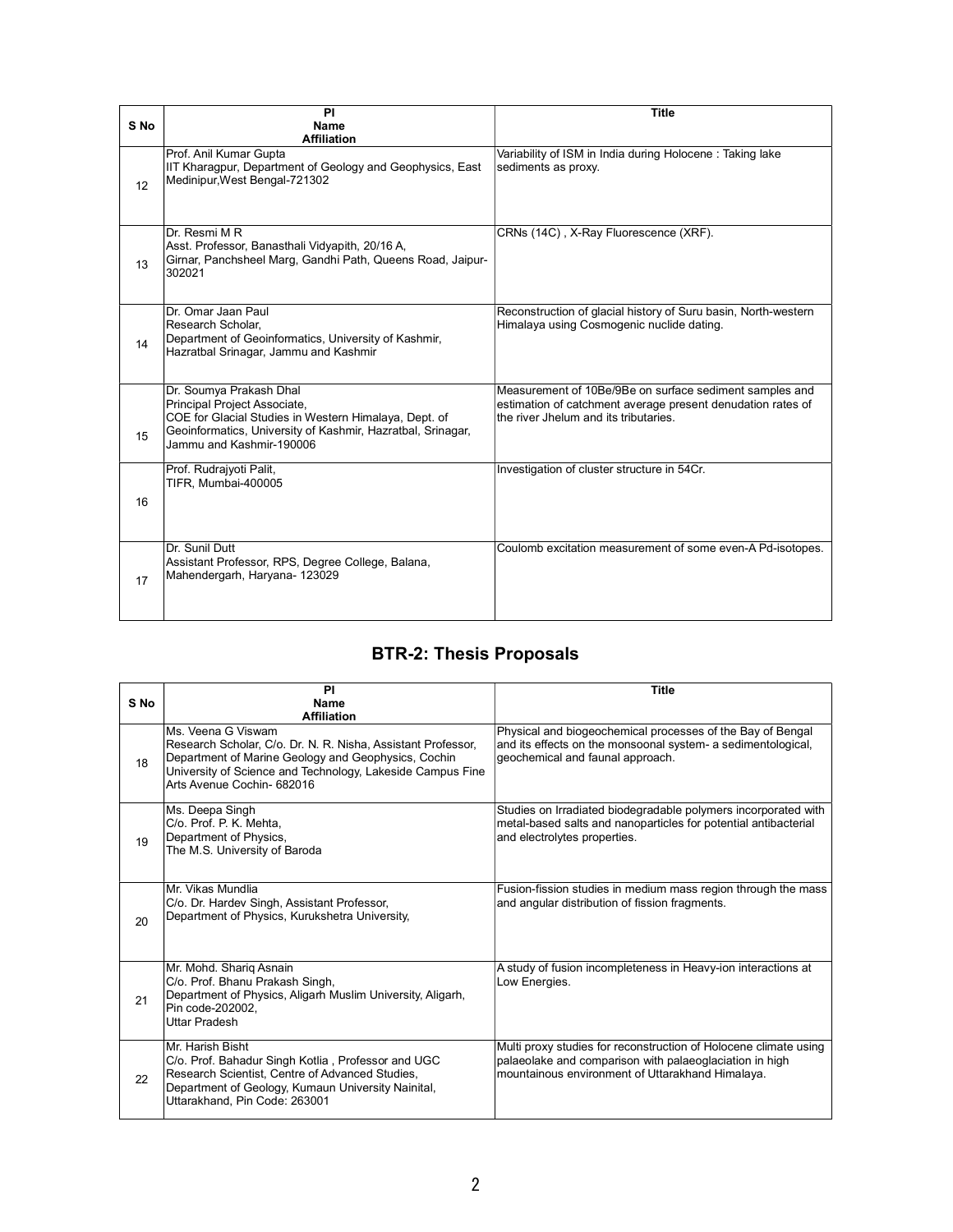| S No | PI<br>Name<br>Affiliation | Title |
|---|---|---|
| 12 | Prof. Anil Kumar Gupta<br>IIT Kharagpur, Department of Geology and Geophysics, East Medinipur,West Bengal-721302 | Variability of ISM in India during Holocene : Taking lake sediments as proxy. |
| 13 | Dr. Resmi M R<br>Asst. Professor, Banasthali Vidyapith, 20/16 A, Girnar, Panchsheel Marg, Gandhi Path, Queens Road, Jaipur-302021 | CRNs (14C) , X-Ray Fluorescence (XRF). |
| 14 | Dr. Omar Jaan Paul<br>Research Scholar,<br>Department of Geoinformatics, University of Kashmir, Hazratbal Srinagar, Jammu and Kashmir | Reconstruction of glacial history of Suru basin, North-western Himalaya using Cosmogenic nuclide dating. |
| 15 | Dr. Soumya Prakash Dhal<br>Principal Project Associate,<br>COE for Glacial Studies in Western Himalaya, Dept. of Geoinformatics, University of Kashmir, Hazratbal, Srinagar, Jammu and Kashmir-190006 | Measurement of 10Be/9Be on surface sediment samples and estimation of catchment average present denudation rates of the river Jhelum and its tributaries. |
| 16 | Prof. Rudrajyoti Palit,<br>TIFR, Mumbai-400005 | Investigation of cluster structure in 54Cr. |
| 17 | Dr. Sunil Dutt<br>Assistant Professor, RPS, Degree College, Balana, Mahendergarh, Haryana- 123029 | Coulomb excitation measurement of some even-A Pd-isotopes. |

## BTR-2: Thesis Proposals

| S No | PI<br>Name<br>Affiliation | Title |
|---|---|---|
| 18 | Ms. Veena G Viswam<br>Research Scholar, C/o. Dr. N. R. Nisha, Assistant Professor, Department of Marine Geology and Geophysics, Cochin University of Science and Technology, Lakeside Campus Fine Arts Avenue Cochin- 682016 | Physical and biogeochemical processes of the Bay of Bengal and its effects on the monsoonal system- a sedimentological, geochemical and faunal approach. |
| 19 | Ms. Deepa Singh<br>C/o. Prof. P. K. Mehta,<br>Department of Physics,<br>The M.S. University of Baroda | Studies on Irradiated biodegradable polymers incorporated with metal-based salts and nanoparticles for potential antibacterial and electrolytes properties. |
| 20 | Mr. Vikas Mundlia<br>C/o. Dr. Hardev Singh, Assistant Professor,<br>Department of Physics, Kurukshetra University, | Fusion-fission studies in medium mass region through the mass and angular distribution of fission fragments. |
| 21 | Mr. Mohd. Shariq Asnain<br>C/o. Prof. Bhanu Prakash Singh,<br>Department of Physics, Aligarh Muslim University, Aligarh, Pin code-202002,<br>Uttar Pradesh | A study of fusion incompleteness in Heavy-ion interactions at Low Energies. |
| 22 | Mr. Harish Bisht<br>C/o. Prof. Bahadur Singh Kotlia , Professor and UGC Research Scientist, Centre of Advanced Studies, Department of Geology, Kumaun University Nainital, Uttarakhand, Pin Code: 263001 | Multi proxy studies for reconstruction of Holocene climate using palaeolake and comparison with palaeoglaciation in high mountainous environment of Uttarakhand Himalaya. |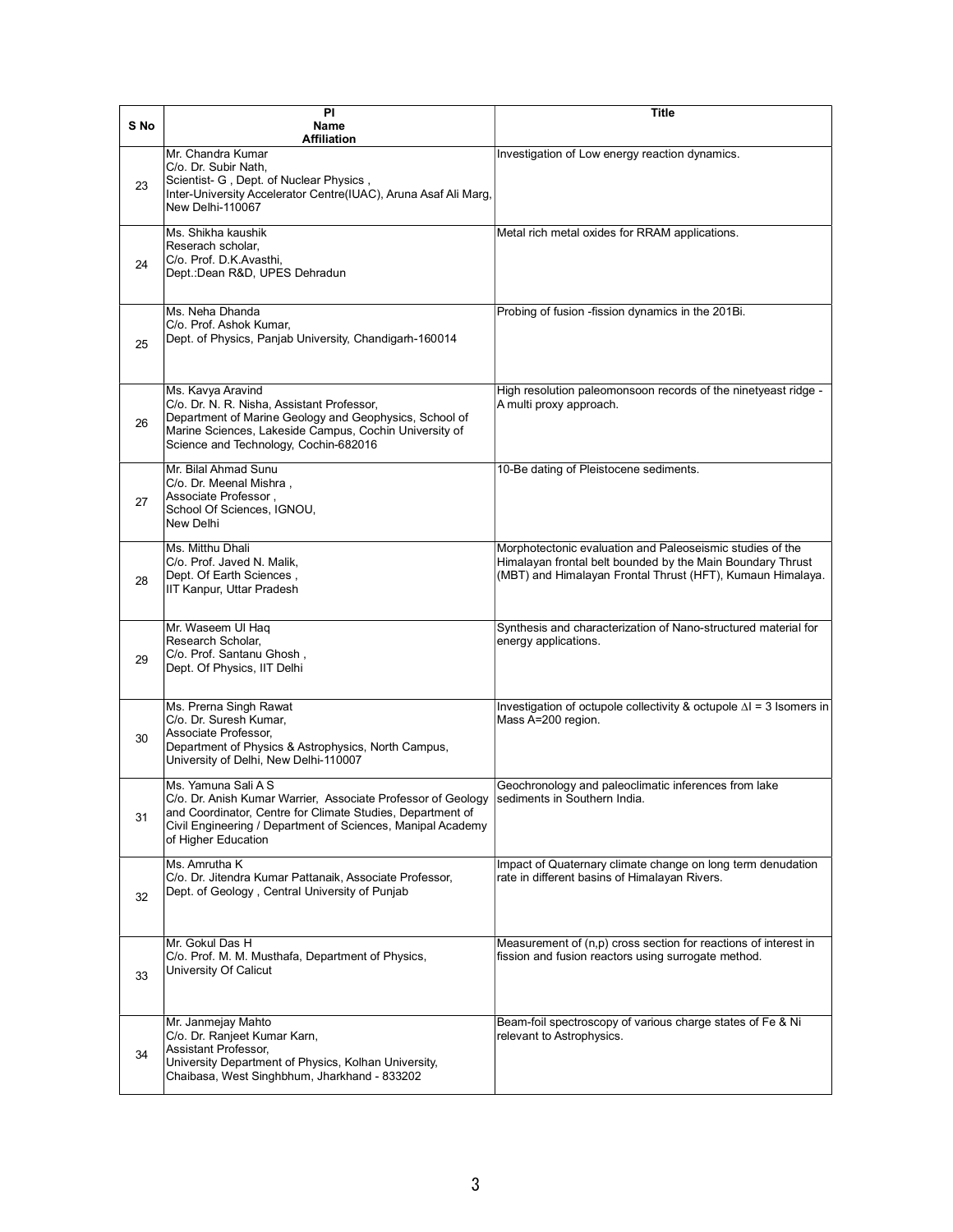| S No | PI Name Affiliation | Title |
|---|---|---|
| 23 | Mr. Chandra Kumar<br>C/o. Dr. Subir Nath,<br>Scientist- G , Dept. of Nuclear Physics ,<br>Inter-University Accelerator Centre(IUAC), Aruna Asaf Ali Marg, New Delhi-110067 | Investigation of Low energy reaction dynamics. |
| 24 | Ms. Shikha kaushik<br>Reserach scholar,<br>C/o. Prof. D.K.Avasthi,<br>Dept.:Dean R&D, UPES Dehradun | Metal rich metal oxides for RRAM applications. |
| 25 | Ms. Neha Dhanda<br>C/o. Prof. Ashok Kumar,<br>Dept. of Physics, Panjab University, Chandigarh-160014 | Probing of fusion -fission dynamics in the 201Bi. |
| 26 | Ms. Kavya Aravind<br>C/o. Dr. N. R. Nisha, Assistant Professor,<br>Department of Marine Geology and Geophysics, School of Marine Sciences, Lakeside Campus, Cochin University of Science and Technology, Cochin-682016 | High resolution paleomonsoon records of the ninetyeast ridge - A multi proxy approach. |
| 27 | Mr. Bilal Ahmad Sunu<br>C/o. Dr. Meenal Mishra ,<br>Associate Professor ,<br>School Of Sciences, IGNOU,<br>New Delhi | 10-Be dating of Pleistocene sediments. |
| 28 | Ms. Mitthu Dhali<br>C/o. Prof. Javed N. Malik,<br>Dept. Of Earth Sciences ,<br>IIT Kanpur, Uttar Pradesh | Morphotectonic evaluation and Paleoseismic studies of the Himalayan frontal belt bounded by the Main Boundary Thrust (MBT) and Himalayan Frontal Thrust (HFT), Kumaun Himalaya. |
| 29 | Mr. Waseem Ul Haq<br>Research Scholar,<br>C/o. Prof. Santanu Ghosh ,<br>Dept. Of Physics, IIT Delhi | Synthesis and characterization of Nano-structured material for energy applications. |
| 30 | Ms. Prerna Singh Rawat<br>C/o. Dr. Suresh Kumar,<br>Associate Professor,<br>Department of Physics & Astrophysics, North Campus, University of Delhi, New Delhi-110007 | Investigation of octupole collectivity & octupole $\Delta I = 3$ Isomers in Mass A=200 region. |
| 31 | Ms. Yamuna Sali A S<br>C/o. Dr. Anish Kumar Warrier, Associate Professor of Geology and Coordinator, Centre for Climate Studies, Department of Civil Engineering / Department of Sciences, Manipal Academy of Higher Education | Geochronology and paleoclimatic inferences from lake sediments in Southern India. |
| 32 | Ms. Amrutha K<br>C/o. Dr. Jitendra Kumar Pattanaik, Associate Professor,<br>Dept. of Geology , Central University of Punjab | Impact of Quaternary climate change on long term denudation rate in different basins of Himalayan Rivers. |
| 33 | Mr. Gokul Das H<br>C/o. Prof. M. M. Musthafa, Department of Physics, University Of Calicut | Measurement of (n,p) cross section for reactions of interest in fission and fusion reactors using surrogate method. |
| 34 | Mr. Janmejay Mahto<br>C/o. Dr. Ranjeet Kumar Karn,<br>Assistant Professor,<br>University Department of Physics, Kolhan University, Chaibasa, West Singhbhum, Jharkhand - 833202 | Beam-foil spectroscopy of various charge states of Fe & Ni relevant to Astrophysics. |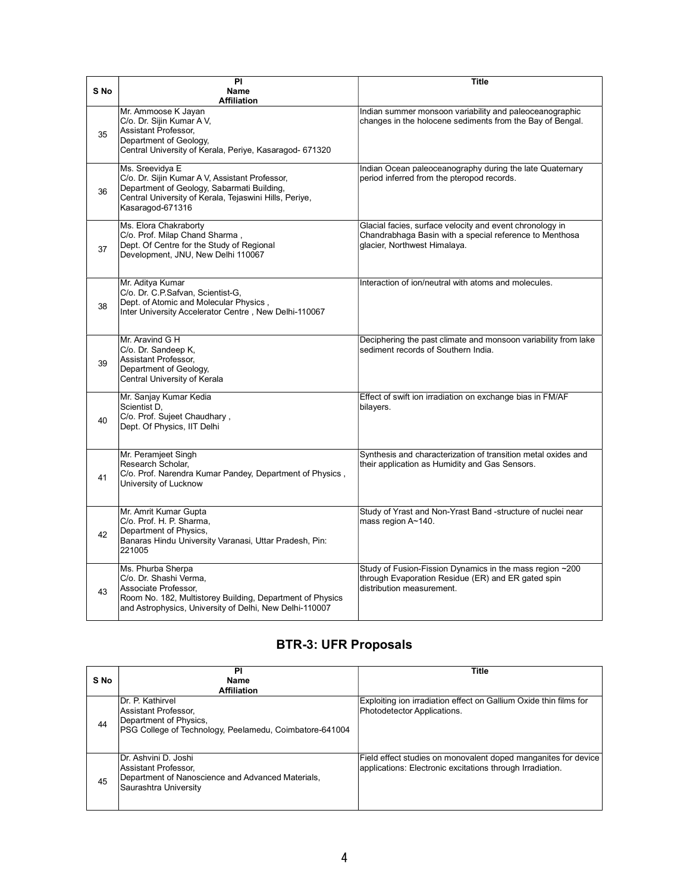| S No | PI<br>Name<br>Affiliation | Title |
|---|---|---|
| 35 | Mr. Ammoose K Jayan<br>C/o. Dr. Sijin Kumar A V,<br>Assistant Professor,<br>Department of Geology,<br>Central University of Kerala, Periye, Kasaragod- 671320 | Indian summer monsoon variability and paleoceanographic changes in the holocene sediments from the Bay of Bengal. |
| 36 | Ms. Sreevidya E<br>C/o. Dr. Sijin Kumar A V, Assistant Professor,<br>Department of Geology, Sabarmati Building,<br>Central University of Kerala, Tejaswini Hills, Periye,<br>Kasaragod-671316 | Indian Ocean paleoceanography during the late Quaternary period inferred from the pteropod records. |
| 37 | Ms. Elora Chakraborty<br>C/o. Prof. Milap Chand Sharma ,<br>Dept. Of Centre for the Study of Regional<br>Development, JNU, New Delhi 110067 | Glacial facies, surface velocity and event chronology in Chandrabhaga Basin with a special reference to Menthosa glacier, Northwest Himalaya. |
| 38 | Mr. Aditya Kumar<br>C/o. Dr. C.P.Safvan, Scientist-G,<br>Dept. of Atomic and Molecular Physics ,<br>Inter University Accelerator Centre , New Delhi-110067 | Interaction of ion/neutral with atoms and molecules. |
| 39 | Mr. Aravind G H<br>C/o. Dr. Sandeep K,<br>Assistant Professor,<br>Department of Geology,<br>Central University of Kerala | Deciphering the past climate and monsoon variability from lake sediment records of Southern India. |
| 40 | Mr. Sanjay Kumar Kedia<br>Scientist D,<br>C/o. Prof. Sujeet Chaudhary ,<br>Dept. Of Physics, IIT Delhi | Effect of swift ion irradiation on exchange bias in FM/AF bilayers. |
| 41 | Mr. Peramjeet Singh<br>Research Scholar,<br>C/o. Prof. Narendra Kumar Pandey, Department of Physics ,<br>University of Lucknow | Synthesis and characterization of transition metal oxides and their application as Humidity and Gas Sensors. |
| 42 | Mr. Amrit Kumar Gupta<br>C/o. Prof. H. P. Sharma,<br>Department of Physics,<br>Banaras Hindu University Varanasi, Uttar Pradesh, Pin:<br>221005 | Study of Yrast and Non-Yrast Band -structure of nuclei near mass region A~140. |
| 43 | Ms. Phurba Sherpa<br>C/o. Dr. Shashi Verma,<br>Associate Professor,<br>Room No. 182, Multistorey Building, Department of Physics<br>and Astrophysics, University of Delhi, New Delhi-110007 | Study of Fusion-Fission Dynamics in the mass region ~200 through Evaporation Residue (ER) and ER gated spin distribution measurement. |

## BTR-3: UFR Proposals

| S No | PI<br>Name<br>Affiliation | Title |
|---|---|---|
| 44 | Dr. P. Kathirvel<br>Assistant Professor,<br>Department of Physics,<br>PSG College of Technology, Peelamedu, Coimbatore-641004 | Exploiting ion irradiation effect on Gallium Oxide thin films for Photodetector Applications. |
| 45 | Dr. Ashvini D. Joshi<br>Assistant Professor,<br>Department of Nanoscience and Advanced Materials,<br>Saurashtra University | Field effect studies on monovalent doped manganites for device applications: Electronic excitations through Irradiation. |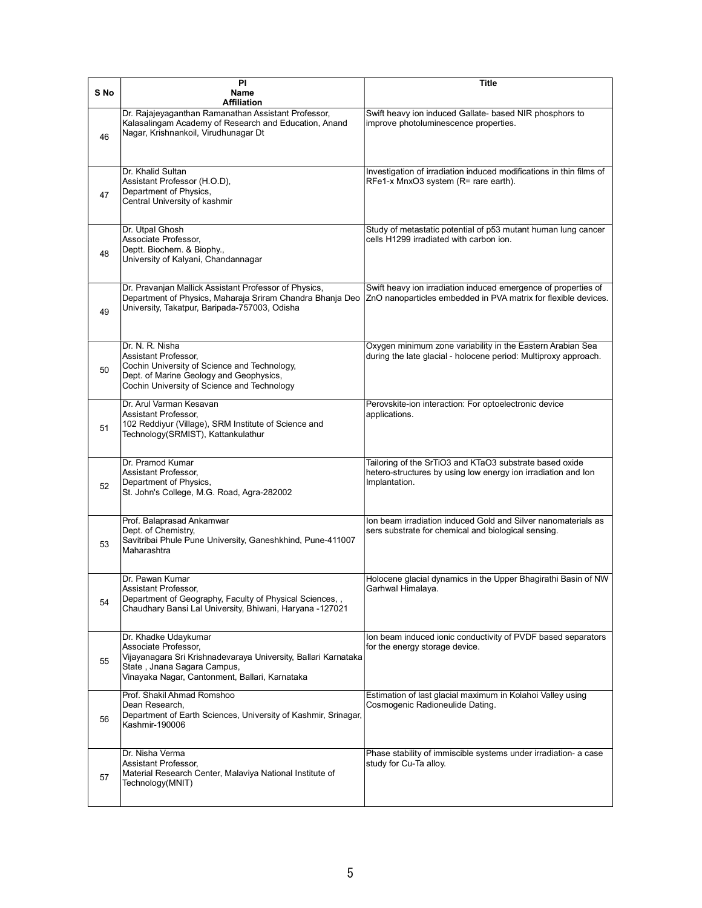| S No | PI<br>Name<br>Affiliation | Title |
|---|---|---|
| 46 | Dr. Rajajeyaganthan Ramanathan Assistant Professor, Kalasalingam Academy of Research and Education, Anand Nagar, Krishnankoil, Virudhunagar Dt | Swift heavy ion induced Gallate- based NIR phosphors to improve photoluminescence properties. |
| 47 | Dr. Khalid Sultan<br>Assistant Professor (H.O.D),<br>Department of Physics,<br>Central University of kashmir | Investigation of irradiation induced modifications in thin films of $RFe_{1-x}Mn_xO_3$ system (R= rare earth). |
| 48 | Dr. Utpal Ghosh<br>Associate Professor,<br>Deptt. Biochem. & Biophy.,<br>University of Kalyani, Chandannagar | Study of metastatic potential of p53 mutant human lung cancer cells H1299 irradiated with carbon ion. |
| 49 | Dr. Pravanjan Mallick Assistant Professor of Physics, Department of Physics, Maharaja Sriram Chandra Bhanja Deo University, Takatpur, Baripada-757003, Odisha | Swift heavy ion irradiation induced emergence of properties of ZnO nanoparticles embedded in PVA matrix for flexible devices. |
| 50 | Dr. N. R. Nisha<br>Assistant Professor,<br>Cochin University of Science and Technology,<br>Dept. of Marine Geology and Geophysics,<br>Cochin University of Science and Technology | Oxygen minimum zone variability in the Eastern Arabian Sea during the late glacial - holocene period: Multiproxy approach. |
| 51 | Dr. Arul Varman Kesavan<br>Assistant Professor,<br>102 Reddiyur (Village), SRM Institute of Science and Technology(SRMIST), Kattankulathur | Perovskite-ion interaction: For optoelectronic device applications. |
| 52 | Dr. Pramod Kumar<br>Assistant Professor,<br>Department of Physics,<br>St. John's College, M.G. Road, Agra-282002 | Tailoring of the $SrTiO_3$ and $KTaO_3$ substrate based oxide hetero-structures by using low energy ion irradiation and Ion Implantation. |
| 53 | Prof. Balaprasad Ankamwar<br>Dept. of Chemistry,<br>Savitribai Phule Pune University, Ganeshkhind, Pune-411007 Maharashtra | Ion beam irradiation induced Gold and Silver nanomaterials as sers substrate for chemical and biological sensing. |
| 54 | Dr. Pawan Kumar<br>Assistant Professor,<br>Department of Geography, Faculty of Physical Sciences, ,<br>Chaudhary Bansi Lal University, Bhiwani, Haryana -127021 | Holocene glacial dynamics in the Upper Bhagirathi Basin of NW Garhwal Himalaya. |
| 55 | Dr. Khadke Udaykumar<br>Associate Professor,<br>Vijayanagara Sri Krishnadevaraya University, Ballari Karnataka State , Jnana Sagara Campus,<br>Vinayaka Nagar, Cantonment, Ballari, Karnataka | Ion beam induced ionic conductivity of PVDF based separators for the energy storage device. |
| 56 | Prof. Shakil Ahmad Romshoo<br>Dean Research,<br>Department of Earth Sciences, University of Kashmir, Srinagar, Kashmir-190006 | Estimation of last glacial maximum in Kolahoi Valley using Cosmogenic Radioneulide Dating. |
| 57 | Dr. Nisha Verma<br>Assistant Professor,<br>Material Research Center, Malaviya National Institute of Technology(MNIT) | Phase stability of immiscible systems under irradiation- a case study for Cu-Ta alloy. |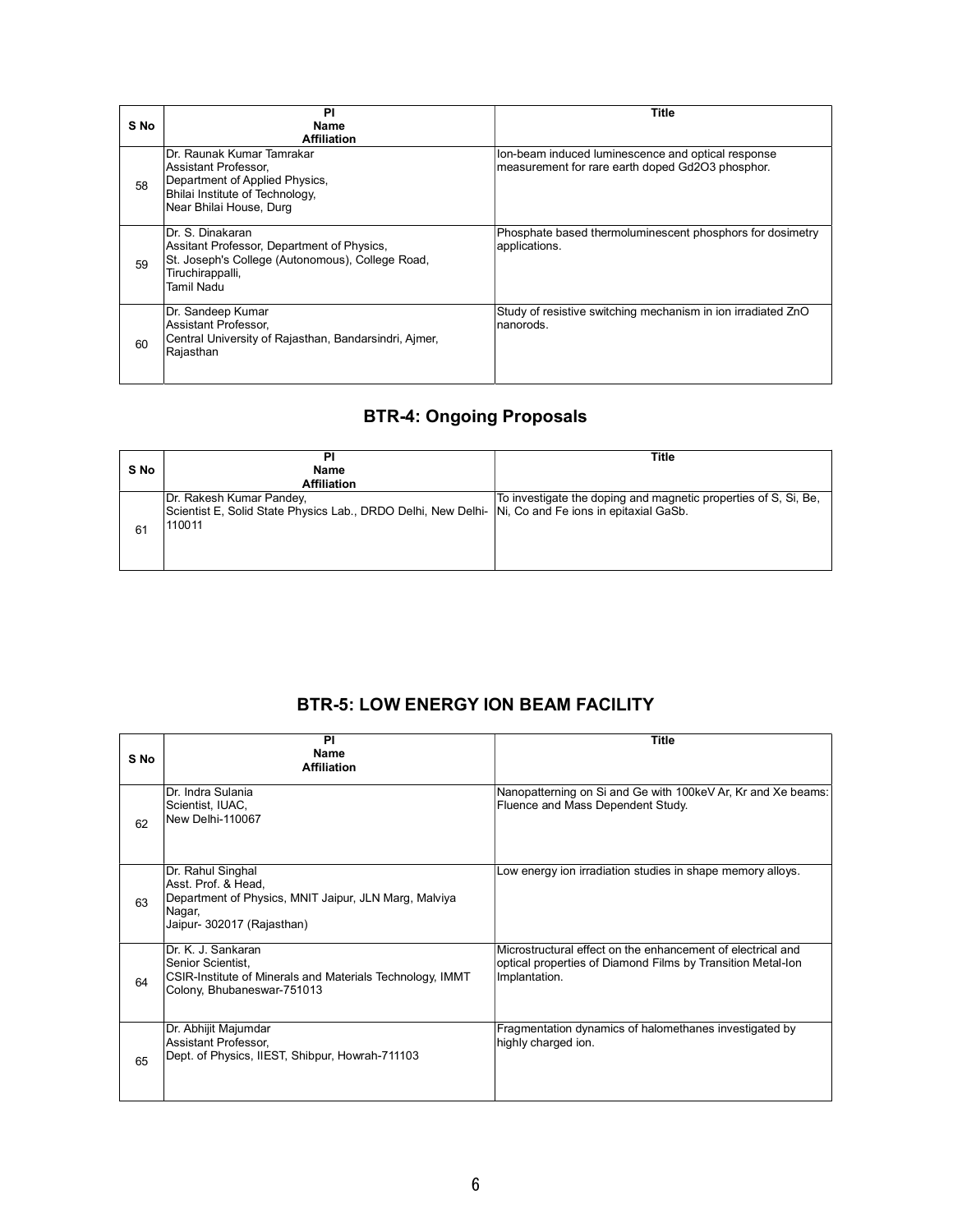| S No | PI<br>Name<br>Affiliation | Title |
|---|---|---|
| 58 | Dr. Raunak Kumar Tamrakar<br>Assistant Professor,<br>Department of Applied Physics,<br>Bhilai Institute of Technology,<br>Near Bhilai House, Durg | Ion-beam induced luminescence and optical response measurement for rare earth doped $Gd_2O_3$ phosphor. |
| 59 | Dr. S. Dinakaran<br>Assitant Professor, Department of Physics,<br>St. Joseph's College (Autonomous), College Road,<br>Tiruchirappalli,<br>Tamil Nadu | Phosphate based thermoluminescent phosphors for dosimetry applications. |
| 60 | Dr. Sandeep Kumar<br>Assistant Professor,<br>Central University of Rajasthan, Bandarsindri, Ajmer,<br>Rajasthan | Study of resistive switching mechanism in ion irradiated ZnO nanorods. |

## BTR-4: Ongoing Proposals

| S No | PI<br>Name<br>Affiliation | Title |
|---|---|---|
| 61 | Dr. Rakesh Kumar Pandey,<br>Scientist E, Solid State Physics Lab., DRDO Delhi, New Delhi-110011 | To investigate the doping and magnetic properties of S, Si, Be, Ni, Co and Fe ions in epitaxial GaSb. |

## BTR-5: LOW ENERGY ION BEAM FACILITY

| S No | PI<br>Name<br>Affiliation | Title |
|---|---|---|
| 62 | Dr. Indra Sulania<br>Scientist, IUAC,<br>New Delhi-110067 | Nanopatterning on Si and Ge with 100keV Ar, Kr and Xe beams: Fluence and Mass Dependent Study. |
| 63 | Dr. Rahul Singhal<br>Asst. Prof. & Head,<br>Department of Physics, MNIT Jaipur, JLN Marg, Malviya Nagar,<br>Jaipur- 302017 (Rajasthan) | Low energy ion irradiation studies in shape memory alloys. |
| 64 | Dr. K. J. Sankaran<br>Senior Scientist,<br>CSIR-Institute of Minerals and Materials Technology, IMMT Colony, Bhubaneswar-751013 | Microstructural effect on the enhancement of electrical and optical properties of Diamond Films by Transition Metal-Ion Implantation. |
| 65 | Dr. Abhijit Majumdar<br>Assistant Professor,<br>Dept. of Physics, IIEST, Shibpur, Howrah-711103 | Fragmentation dynamics of halomethanes investigated by highly charged ion. |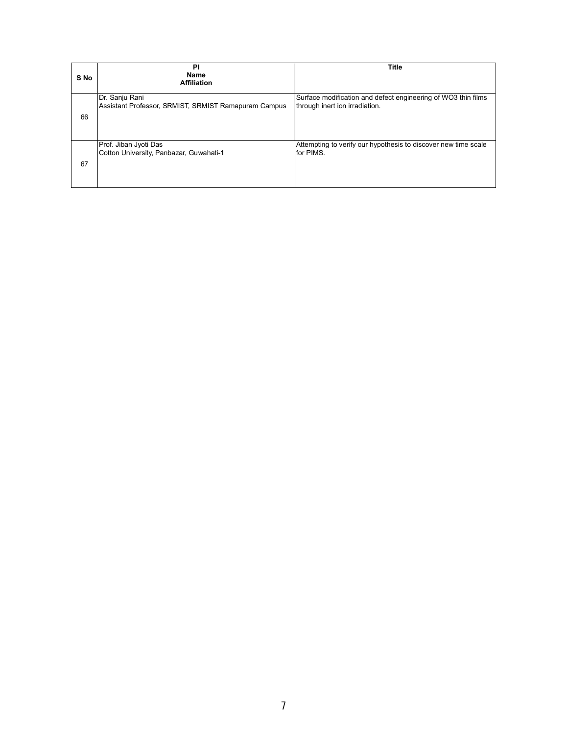| S No | PI Name Affiliation | Title |
|---|---|---|
| 66 | Dr. Sanju Rani<br>Assistant Professor, SRMIST, SRMIST Ramapuram Campus | Surface modification and defect engineering of $WO_3$ thin films through inert ion irradiation. |
| 67 | Prof. Jiban Jyoti Das<br>Cotton University, Panbazar, Guwahati-1 | Attempting to verify our hypothesis to discover new time scale for PIMS. |